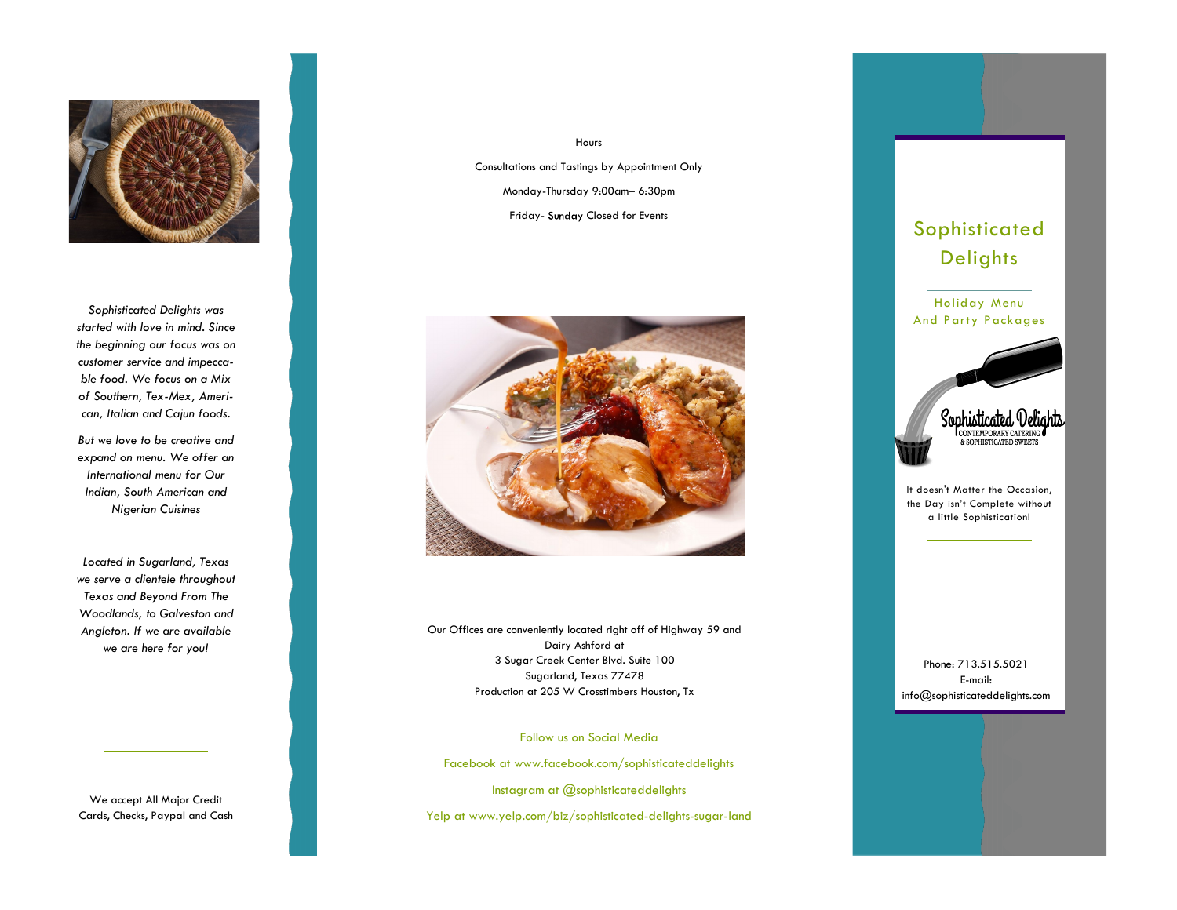*Sophisticated Delights was started with love in mind. Since the beginning our focus was on customer service and impeccable food. We focus on a Mix of Southern, Tex-Mex, American, Italian and Cajun foods.*

*But we love to be creative and expand on menu. We offer an International menu for Our Indian, South American and Nigerian Cuisines*

*Located in Sugarland, Texas we serve a clientele throughout Texas and Beyond From The Woodlands, to Galveston and Angleton. If we are available we are here for you!*

We accept All Major Credit Cards, Checks, Paypal and Cash

Hours

Consultations and Tastings by Appointment Only

Monday-Thursday 9:00am– 6:30pm

Friday- Sunday Closed for Events

Our Offices are conveniently located right off of Highway 59 and Dairy Ashford at
3 Sugar Creek Center Blvd. Suite 100
Sugarland, Texas 77478
Production at 205 W Crosstimbers Houston, Tx

Follow us on Social Media

Facebook at www.facebook.com/sophisticateddelights

Instagram at @sophisticateddelights

Yelp at www.yelp.com/biz/sophisticated-delights-sugar-land

# Sophisticated Delights

## Holiday Menu And Party Packages

Sophisticated Delights
CONTEMPORARY CATERING & SOPHISTICATED SWEETS

It doesn't Matter the Occasion, the Day isn't Complete without a little Sophistication!

Phone: 713.515.5021
E-mail:
info@sophisticateddelights.com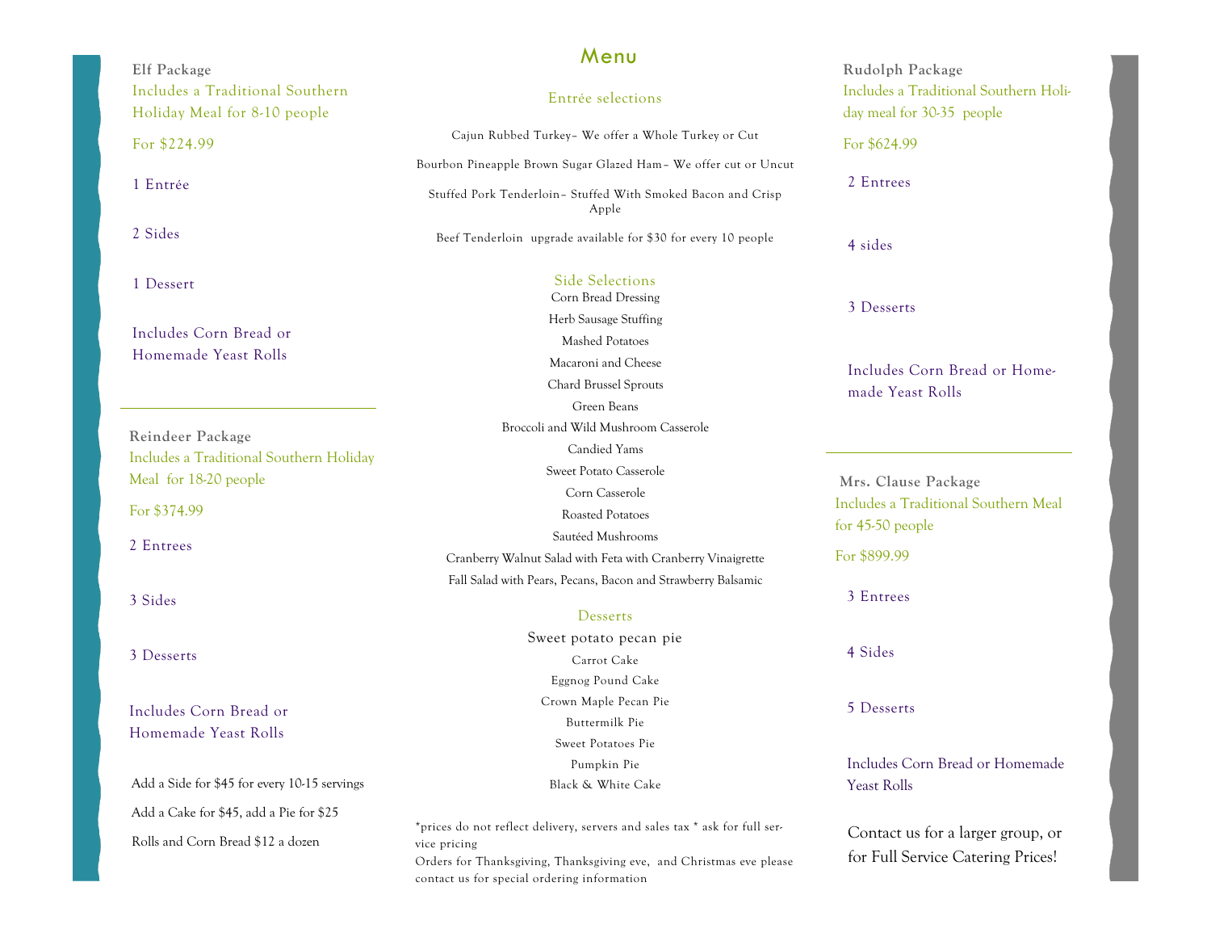## Elf Package

Includes a Traditional Southern Holiday Meal for 8-10 people

For $224.99

1 Entrée

2 Sides

1 Dessert

Includes Corn Bread or Homemade Yeast Rolls

---

## Reindeer Package

Includes a Traditional Southern Holiday Meal for 18-20 people

For $374.99

2 Entrees

3 Sides

3 Desserts

Includes Corn Bread or Homemade Yeast Rolls

Add a Side for $45 for every 10-15 servings

Add a Cake for $45, add a Pie for $25

Rolls and Corn Bread $12 a dozen

# Menu

### Entrée selections

Cajun Rubbed Turkey– We offer a Whole Turkey or Cut

Bourbon Pineapple Brown Sugar Glazed Ham– We offer cut or Uncut

Stuffed Pork Tenderloin– Stuffed With Smoked Bacon and Crisp Apple

Beef Tenderloin upgrade available for $30 for every 10 people

### Side Selections

Corn Bread Dressing

Herb Sausage Stuffing

Mashed Potatoes

Macaroni and Cheese

Chard Brussel Sprouts

Green Beans

Broccoli and Wild Mushroom Casserole

Candied Yams

Sweet Potato Casserole

Corn Casserole

Roasted Potatoes

Sautéed Mushrooms

Cranberry Walnut Salad with Feta with Cranberry Vinaigrette

Fall Salad with Pears, Pecans, Bacon and Strawberry Balsamic

### Desserts

Sweet potato pecan pie

Carrot Cake

Eggnog Pound Cake

Crown Maple Pecan Pie

Buttermilk Pie

Sweet Potatoes Pie

Pumpkin Pie

Black & White Cake

*prices do not reflect delivery, servers and sales tax * ask for full service pricing

Orders for Thanksgiving, Thanksgiving eve, and Christmas eve please contact us for special ordering information

## Rudolph Package

Includes a Traditional Southern Holiday meal for 30-35 people

For $624.99

2 Entrees

4 sides

3 Desserts

Includes Corn Bread or Homemade Yeast Rolls

---

## Mrs. Clause Package

Includes a Traditional Southern Meal for 45-50 people

For $899.99

3 Entrees

4 Sides

5 Desserts

Includes Corn Bread or Homemade Yeast Rolls

Contact us for a larger group, or for Full Service Catering Prices!